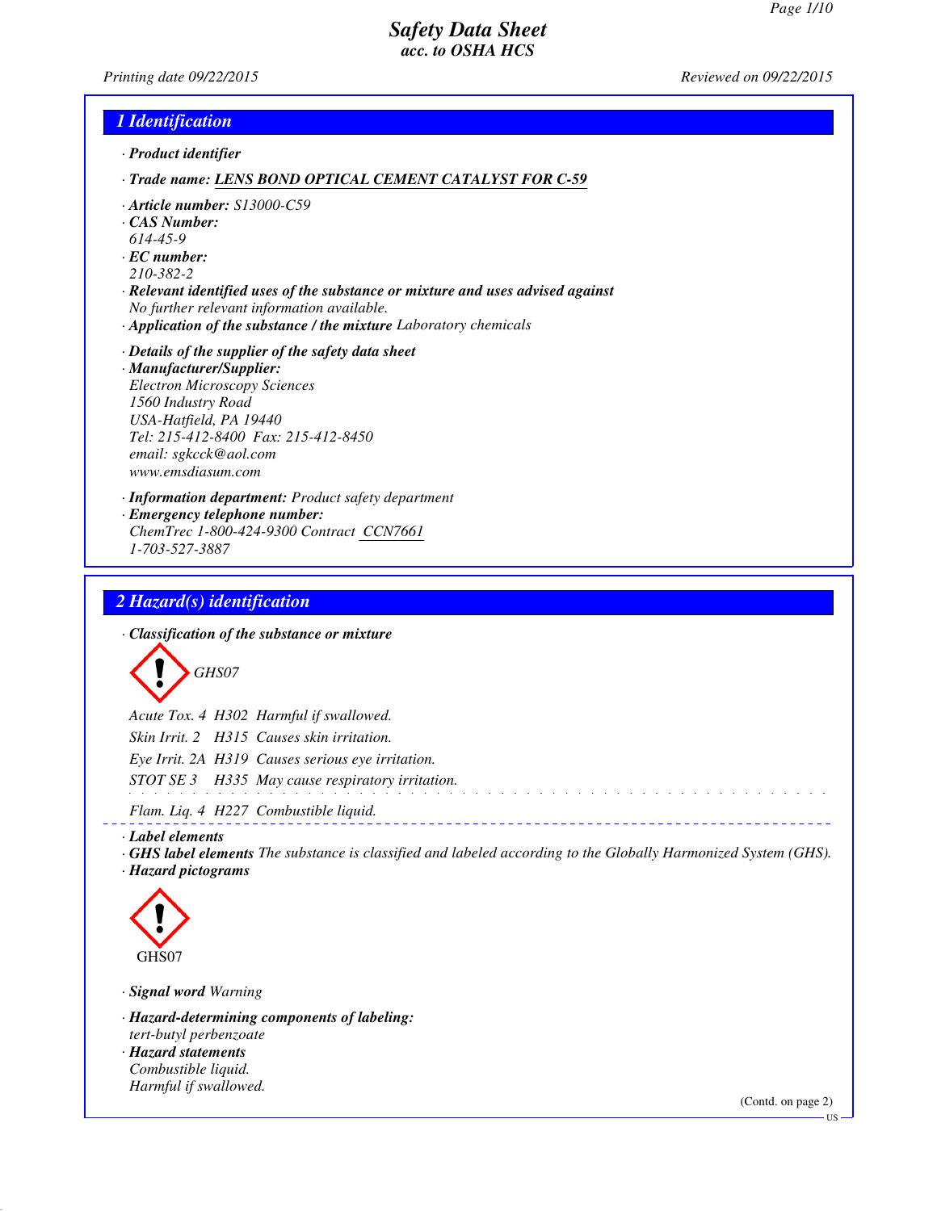# Safety Data Sheet
## acc. to OSHA HCS

Printing date 09/22/2015 Reviewed on 09/22/2015

## 1 Identification

· **Product identifier**

· **Trade name:** LENS BOND OPTICAL CEMENT CATALYST FOR C-59

· **Article number:** S13000-C59
· **CAS Number:**
614-45-9
· **EC number:**
210-382-2
· **Relevant identified uses of the substance or mixture and uses advised against**
No further relevant information available.
· **Application of the substance / the mixture** Laboratory chemicals

· **Details of the supplier of the safety data sheet**
· **Manufacturer/Supplier:**
Electron Microscopy Sciences
1560 Industry Road
USA-Hatfield, PA 19440
Tel: 215-412-8400 Fax: 215-412-8450
email: sgkcck@aol.com
www.emsdiasum.com

· **Information department:** Product safety department
· **Emergency telephone number:**
ChemTrec 1-800-424-9300 Contract CCN7661
1-703-527-3887

## 2 Hazard(s) identification

· **Classification of the substance or mixture**

GHS07

Acute Tox. 4 H302 Harmful if swallowed.
Skin Irrit. 2 H315 Causes skin irritation.
Eye Irrit. 2A H319 Causes serious eye irritation.
STOT SE 3 H335 May cause respiratory irritation.

Flam. Liq. 4 H227 Combustible liquid.

· **Label elements**
· **GHS label elements** The substance is classified and labeled according to the Globally Harmonized System (GHS).
· **Hazard pictograms**

GHS07

· **Signal word** Warning

· **Hazard-determining components of labeling:**
tert-butyl perbenzoate
· **Hazard statements**
Combustible liquid.
Harmful if swallowed.

(Contd. on page 2)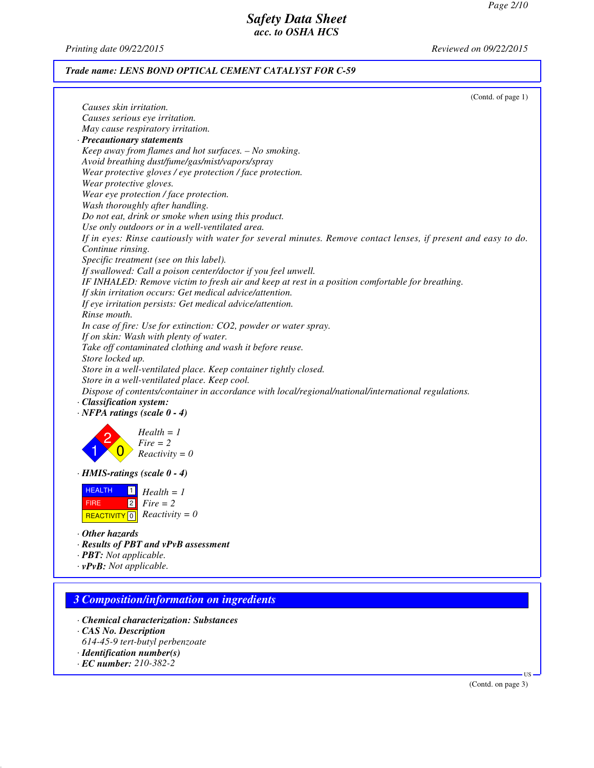(Contd. of page 1)

Causes skin irritation.
Causes serious eye irritation.
May cause respiratory irritation.

· **Precautionary statements**

Keep away from flames and hot surfaces. – No smoking.
Avoid breathing dust/fume/gas/mist/vapors/spray
Wear protective gloves / eye protection / face protection.
Wear protective gloves.
Wear eye protection / face protection.
Wash thoroughly after handling.
Do not eat, drink or smoke when using this product.
Use only outdoors or in a well-ventilated area.
If in eyes: Rinse cautiously with water for several minutes. Remove contact lenses, if present and easy to do. Continue rinsing.
Specific treatment (see on this label).
If swallowed: Call a poison center/doctor if you feel unwell.
IF INHALED: Remove victim to fresh air and keep at rest in a position comfortable for breathing.
If skin irritation occurs: Get medical advice/attention.
If eye irritation persists: Get medical advice/attention.
Rinse mouth.
In case of fire: Use for extinction: $CO_2$, powder or water spray.
If on skin: Wash with plenty of water.
Take off contaminated clothing and wash it before reuse.
Store locked up.
Store in a well-ventilated place. Keep container tightly closed.
Store in a well-ventilated place. Keep cool.
Dispose of contents/container in accordance with local/regional/national/international regulations.

· **Classification system:**

· **NFPA ratings (scale 0 - 4)**

Health = 1
Fire = 2
Reactivity = 0

· **HMIS-ratings (scale 0 - 4)**

| | | |
|---|---|---|
| HEALTH | 1 | Health = 1 |
| FIRE | 2 | Fire = 2 |
| REACTIVITY | 0 | Reactivity = 0 |

· **Other hazards**

· **Results of PBT and vPvB assessment**

· **PBT:** Not applicable.

· **vPvB:** Not applicable.

## 3 Composition/information on ingredients

· **Chemical characterization: Substances**

· **CAS No. Description**

614-45-9 tert-butyl perbenzoate

· **Identification number(s)**

· **EC number:** 210-382-2

(Contd. on page 3)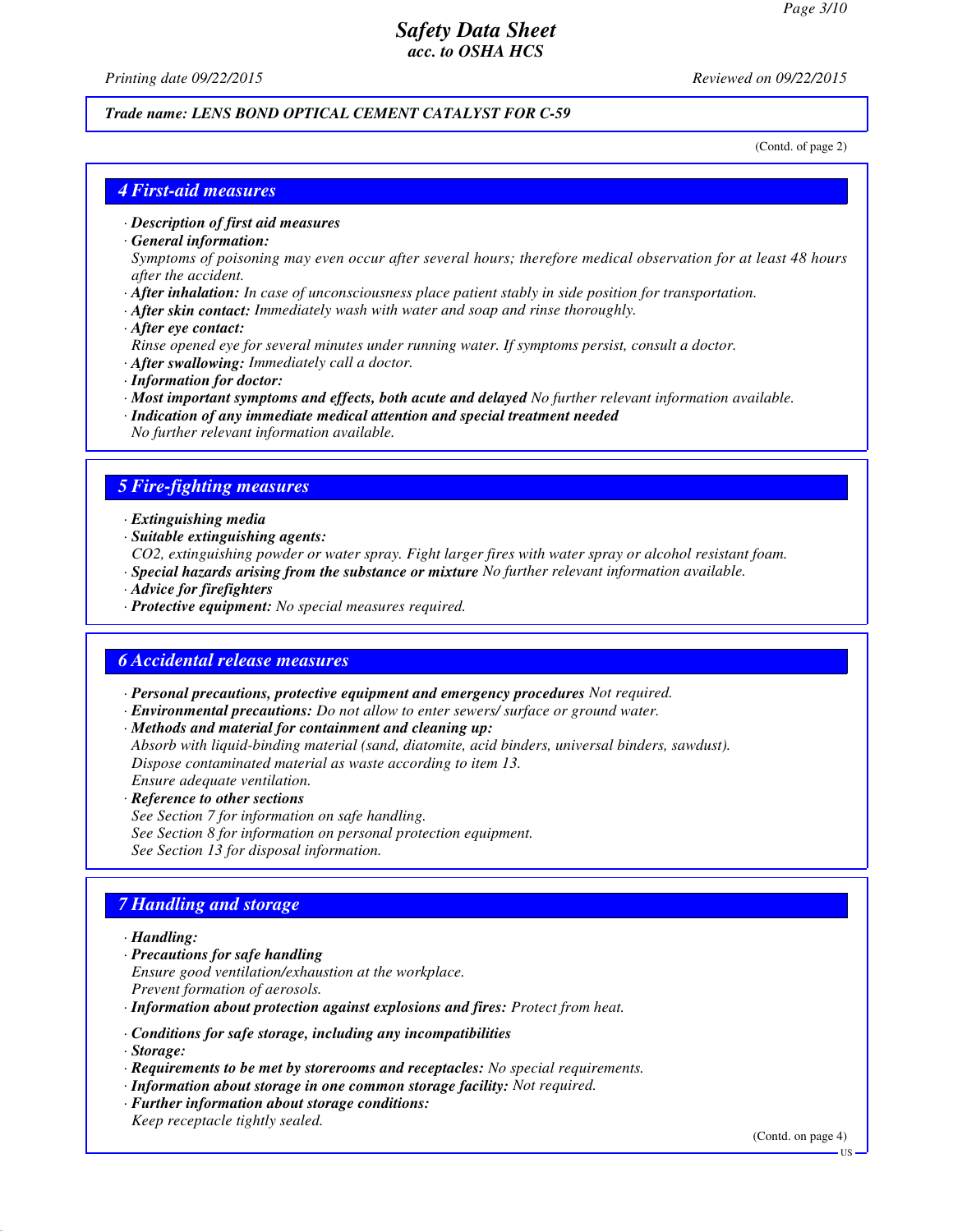**Trade name: LENS BOND OPTICAL CEMENT CATALYST FOR C-59**

(Contd. of page 2)

## 4 First-aid measures

· **Description of first aid measures**
· **General information:**
Symptoms of poisoning may even occur after several hours; therefore medical observation for at least 48 hours after the accident.
· **After inhalation:** In case of unconsciousness place patient stably in side position for transportation.
· **After skin contact:** Immediately wash with water and soap and rinse thoroughly.
· **After eye contact:**
Rinse opened eye for several minutes under running water. If symptoms persist, consult a doctor.
· **After swallowing:** Immediately call a doctor.
· **Information for doctor:**
· **Most important symptoms and effects, both acute and delayed** No further relevant information available.
· **Indication of any immediate medical attention and special treatment needed**
No further relevant information available.

## 5 Fire-fighting measures

· **Extinguishing media**
· **Suitable extinguishing agents:**
$CO_2$, extinguishing powder or water spray. Fight larger fires with water spray or alcohol resistant foam.
· **Special hazards arising from the substance or mixture** No further relevant information available.
· **Advice for firefighters**
· **Protective equipment:** No special measures required.

## 6 Accidental release measures

· **Personal precautions, protective equipment and emergency procedures** Not required.
· **Environmental precautions:** Do not allow to enter sewers/ surface or ground water.
· **Methods and material for containment and cleaning up:**
Absorb with liquid-binding material (sand, diatomite, acid binders, universal binders, sawdust).
Dispose contaminated material as waste according to item 13.
Ensure adequate ventilation.
· **Reference to other sections**
See Section 7 for information on safe handling.
See Section 8 for information on personal protection equipment.
See Section 13 for disposal information.

## 7 Handling and storage

· **Handling:**
· **Precautions for safe handling**
Ensure good ventilation/exhaustion at the workplace.
Prevent formation of aerosols.
· **Information about protection against explosions and fires:** Protect from heat.

· **Conditions for safe storage, including any incompatibilities**
· **Storage:**
· **Requirements to be met by storerooms and receptacles:** No special requirements.
· **Information about storage in one common storage facility:** Not required.
· **Further information about storage conditions:**
Keep receptacle tightly sealed.

(Contd. on page 4)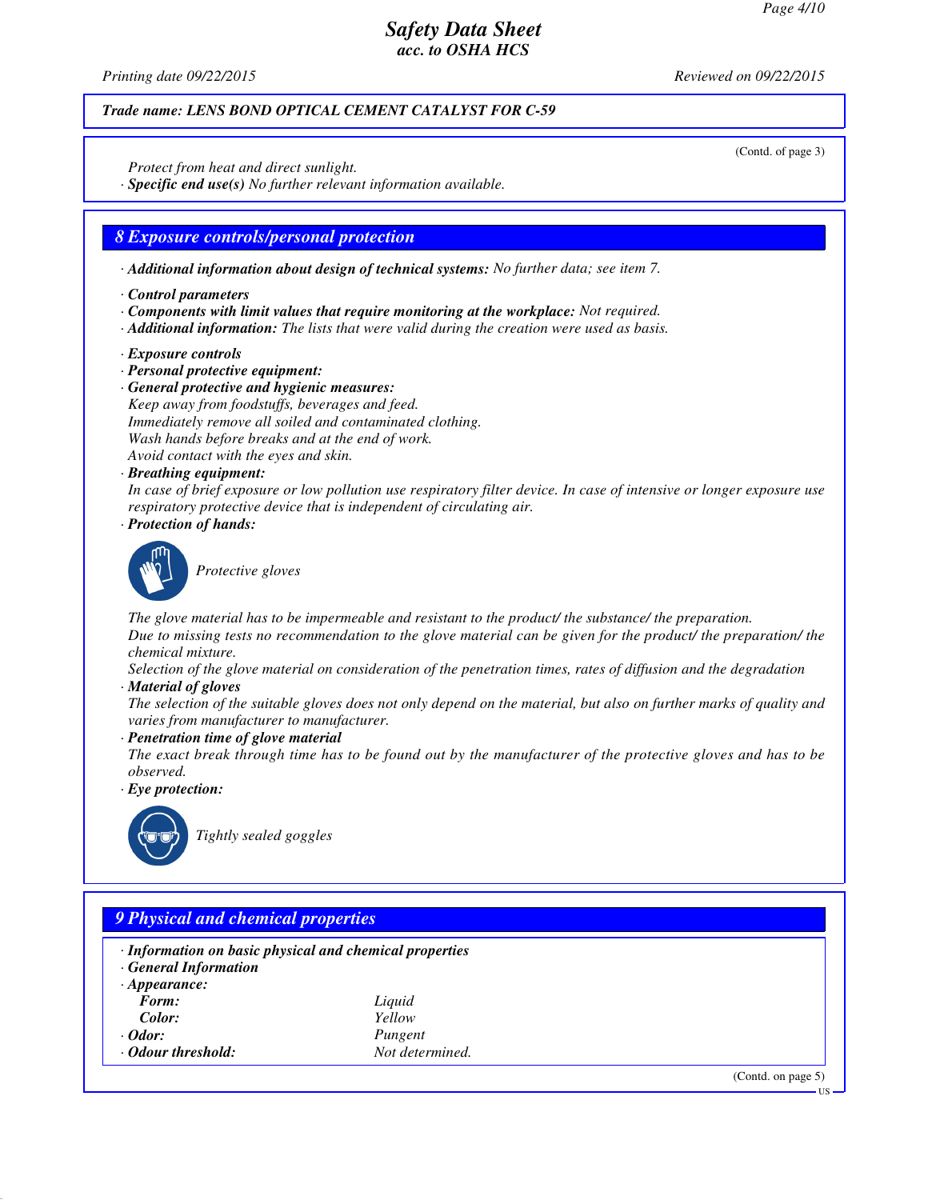**Trade name: LENS BOND OPTICAL CEMENT CATALYST FOR C-59**

(Contd. of page 3)

*Protect from heat and direct sunlight.*

· ***Specific end use(s)*** *No further relevant information available.*

## 8 Exposure controls/personal protection

· ***Additional information about design of technical systems:*** *No further data; see item 7.*

· ***Control parameters***

· ***Components with limit values that require monitoring at the workplace:*** *Not required.*

· ***Additional information:*** *The lists that were valid during the creation were used as basis.*

· ***Exposure controls***

· ***Personal protective equipment:***

· ***General protective and hygienic measures:***

*Keep away from foodstuffs, beverages and feed.*
*Immediately remove all soiled and contaminated clothing.*
*Wash hands before breaks and at the end of work.*
*Avoid contact with the eyes and skin.*

· ***Breathing equipment:***

*In case of brief exposure or low pollution use respiratory filter device. In case of intensive or longer exposure use respiratory protective device that is independent of circulating air.*

· ***Protection of hands:***

*Protective gloves*

*The glove material has to be impermeable and resistant to the product/ the substance/ the preparation.*
*Due to missing tests no recommendation to the glove material can be given for the product/ the preparation/ the chemical mixture.*
*Selection of the glove material on consideration of the penetration times, rates of diffusion and the degradation*

· ***Material of gloves***

*The selection of the suitable gloves does not only depend on the material, but also on further marks of quality and varies from manufacturer to manufacturer.*

· ***Penetration time of glove material***

*The exact break through time has to be found out by the manufacturer of the protective gloves and has to be observed.*

· ***Eye protection:***

*Tightly sealed goggles*

## 9 Physical and chemical properties

· ***Information on basic physical and chemical properties***

· ***General Information***

· ***Appearance:***

| | |
|---|---|
| ***Form:*** | *Liquid* |
| ***Color:*** | *Yellow* |
| · ***Odor:*** | *Pungent* |
| · ***Odour threshold:*** | *Not determined.* |

(Contd. on page 5)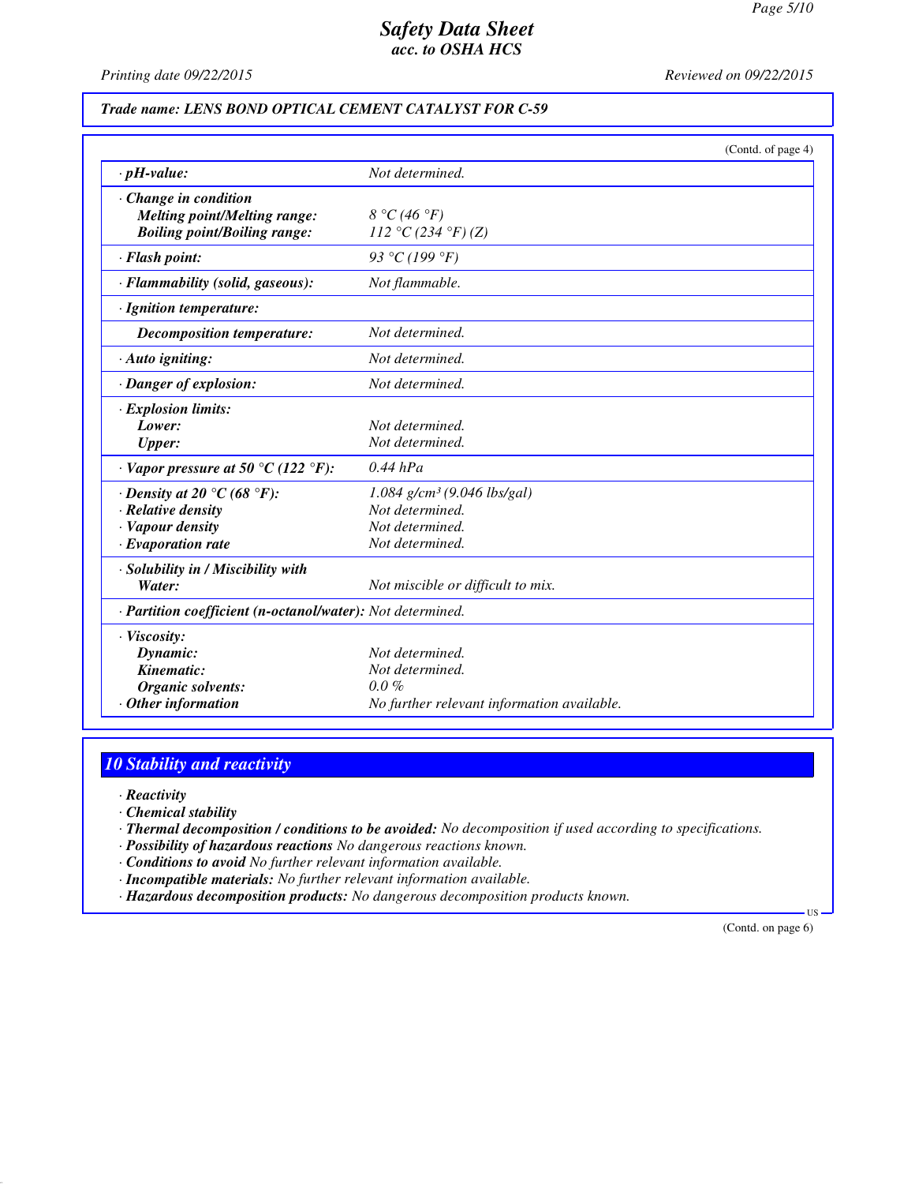**Trade name: LENS BOND OPTICAL CEMENT CATALYST FOR C-59**

(Contd. of page 4)

| | |
|---|---|
| · **pH-value:** | Not determined. |
| · **Change in condition** | |
| **Melting point/Melting range:** | 8 °C (46 °F) |
| **Boiling point/Boiling range:** | 112 °C (234 °F) (Z) |
| · **Flash point:** | 93 °C (199 °F) |
| · **Flammability (solid, gaseous):** | Not flammable. |
| · **Ignition temperature:** | |
| **Decomposition temperature:** | Not determined. |
| · **Auto igniting:** | Not determined. |
| · **Danger of explosion:** | Not determined. |
| · **Explosion limits:** | |
| **Lower:** | Not determined. |
| **Upper:** | Not determined. |
| · **Vapor pressure at 50 °C (122 °F):** | 0.44 hPa |
| · **Density at 20 °C (68 °F):** | 1.084 g/cm³ (9.046 lbs/gal) |
| · **Relative density** | Not determined. |
| · **Vapour density** | Not determined. |
| · **Evaporation rate** | Not determined. |
| · **Solubility in / Miscibility with** | |
| **Water:** | Not miscible or difficult to mix. |
| · **Partition coefficient (n-octanol/water):** | Not determined. |
| · **Viscosity:** | |
| **Dynamic:** | Not determined. |
| **Kinematic:** | Not determined. |
| **Organic solvents:** | 0.0 % |
| · **Other information** | No further relevant information available. |

## 10 Stability and reactivity

· **Reactivity**
· **Chemical stability**
· **Thermal decomposition / conditions to be avoided:** No decomposition if used according to specifications.
· **Possibility of hazardous reactions** No dangerous reactions known.
· **Conditions to avoid** No further relevant information available.
· **Incompatible materials:** No further relevant information available.
· **Hazardous decomposition products:** No dangerous decomposition products known.

(Contd. on page 6)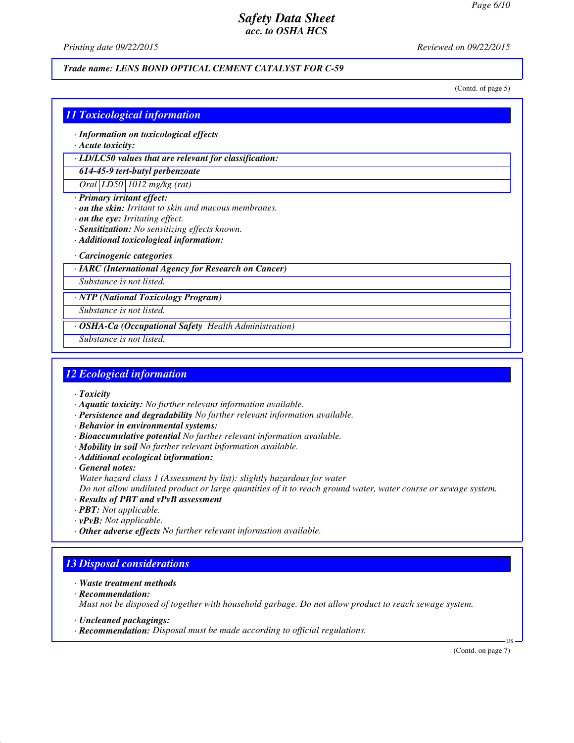Trade name: LENS BOND OPTICAL CEMENT CATALYST FOR C-59

(Contd. of page 5)

## 11 Toxicological information

· **Information on toxicological effects**
· **Acute toxicity:**

| · LD/LC50 values that are relevant for classification: | | |
|---|---|---|
| **614-45-9 tert-butyl perbenzoate** | | |
| Oral | LD50 | 1012 mg/kg (rat) |

· **Primary irritant effect:**
· **on the skin:** Irritant to skin and mucous membranes.
· **on the eye:** Irritating effect.
· **Sensitization:** No sensitizing effects known.
· **Additional toxicological information:**

· **Carcinogenic categories**

| · IARC (International Agency for Research on Cancer) |
|---|
| Substance is not listed. |

| · NTP (National Toxicology Program) |
|---|
| Substance is not listed. |

| · OSHA-Ca (Occupational Safety Health Administration) |
|---|
| Substance is not listed. |

## 12 Ecological information

· **Toxicity**
· **Aquatic toxicity:** No further relevant information available.
· **Persistence and degradability** No further relevant information available.
· **Behavior in environmental systems:**
· **Bioaccumulative potential** No further relevant information available.
· **Mobility in soil** No further relevant information available.
· **Additional ecological information:**
· **General notes:**
Water hazard class 1 (Assessment by list): slightly hazardous for water
Do not allow undiluted product or large quantities of it to reach ground water, water course or sewage system.
· **Results of PBT and vPvB assessment**
· **PBT:** Not applicable.
· **vPvB:** Not applicable.
· **Other adverse effects** No further relevant information available.

## 13 Disposal considerations

· **Waste treatment methods**
· **Recommendation:**
Must not be disposed of together with household garbage. Do not allow product to reach sewage system.

· **Uncleaned packagings:**
· **Recommendation:** Disposal must be made according to official regulations.

(Contd. on page 7)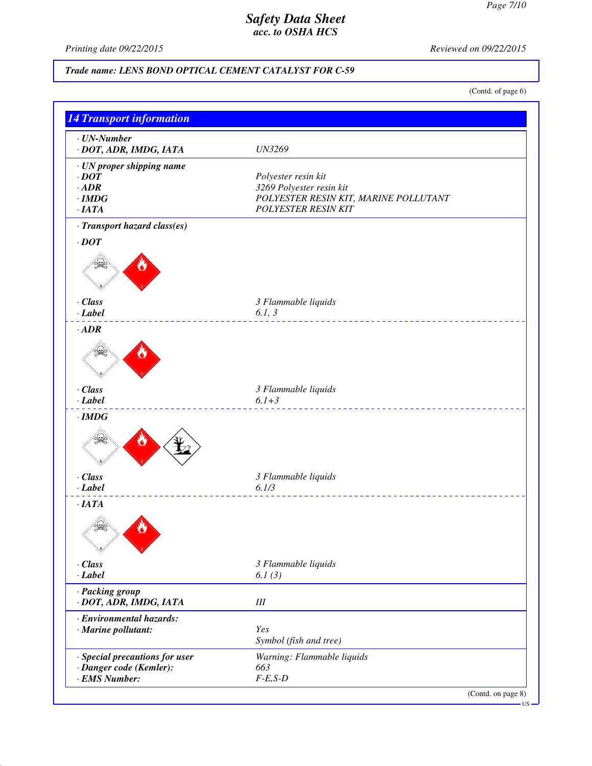# Safety Data Sheet
*acc. to OSHA HCS*

Printing date 09/22/2015 | Reviewed on 09/22/2015

**Trade name: LENS BOND OPTICAL CEMENT CATALYST FOR C-59**

(Contd. of page 6)

## 14 Transport information

· **UN-Number**
· **DOT, ADR, IMDG, IATA** — UN3269

· **UN proper shipping name**
· **DOT** — Polyester resin kit
· **ADR** — 3269 Polyester resin kit
· **IMDG** — POLYESTER RESIN KIT, MARINE POLLUTANT
· **IATA** — POLYESTER RESIN KIT

· **Transport hazard class(es)**

· **DOT**
· **Class** — 3 Flammable liquids
· **Label** — 6.1, 3

· **ADR**
· **Class** — 3 Flammable liquids
· **Label** — 6.1+3

· **IMDG**
· **Class** — 3 Flammable liquids
· **Label** — 6.1/3

· **IATA**
· **Class** — 3 Flammable liquids
· **Label** — 6.1 (3)

· **Packing group**
· **DOT, ADR, IMDG, IATA** — III

· **Environmental hazards:**
· **Marine pollutant:** — Yes
Symbol (fish and tree)

· **Special precautions for user** — Warning: Flammable liquids
· **Danger code (Kemler):** — 663
· **EMS Number:** — F-E,S-D

(Contd. on page 8)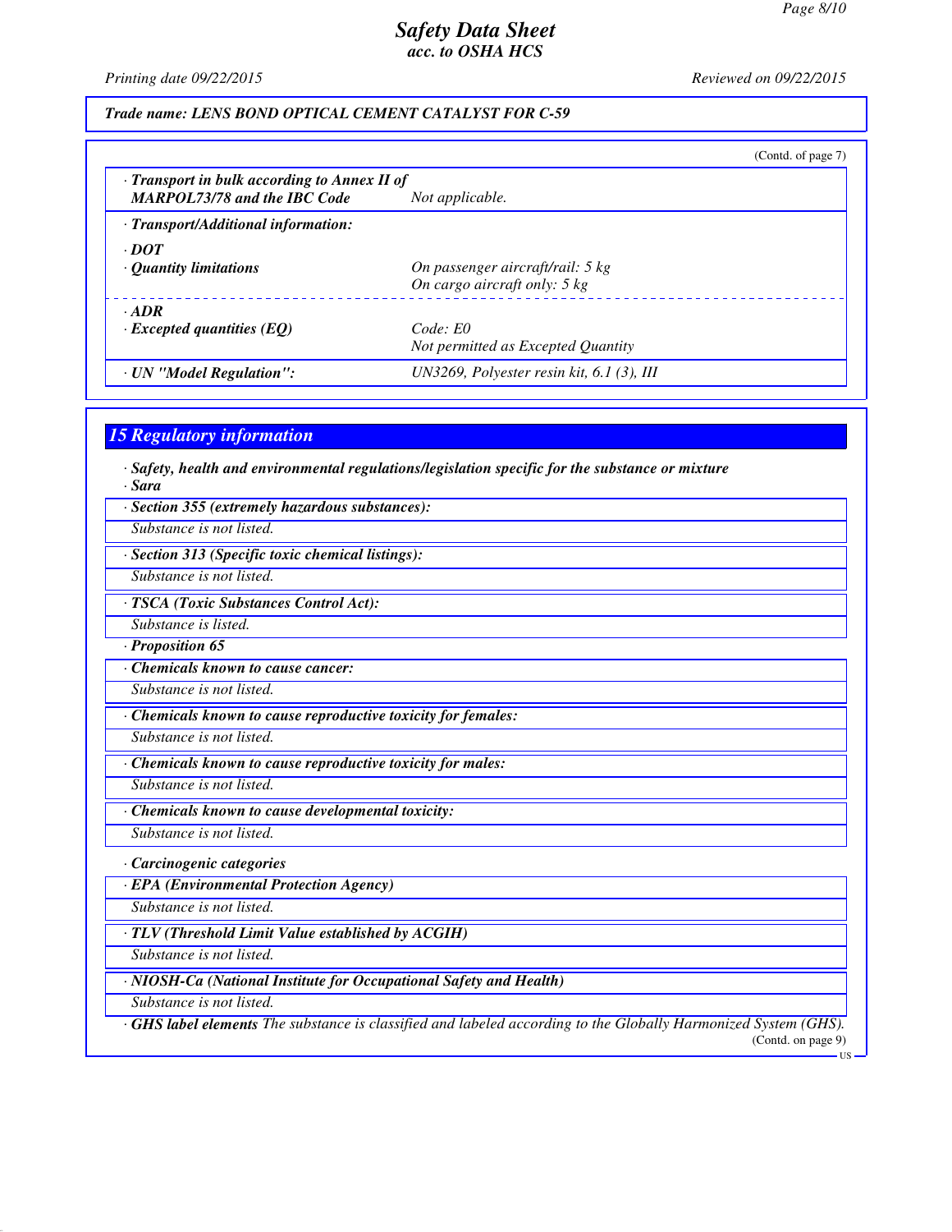**Trade name: LENS BOND OPTICAL CEMENT CATALYST FOR C-59**

(Contd. of page 7)

| | |
|---|---|
| · **Transport in bulk according to Annex II of MARPOL73/78 and the IBC Code** | *Not applicable.* |
| · **Transport/Additional information:** | |
| · **DOT** | |
| · **Quantity limitations** | *On passenger aircraft/rail: 5 kg*<br>*On cargo aircraft only: 5 kg* |
| · **ADR** | |
| · **Excepted quantities (EQ)** | *Code: E0*<br>*Not permitted as Excepted Quantity* |
| · **UN "Model Regulation":** | *UN3269, Polyester resin kit, 6.1 (3), III* |

## 15 Regulatory information

· **Safety, health and environmental regulations/legislation specific for the substance or mixture**

· **Sara**

· **Section 355 (extremely hazardous substances):**

*Substance is not listed.*

· **Section 313 (Specific toxic chemical listings):**

*Substance is not listed.*

· **TSCA (Toxic Substances Control Act):**

*Substance is listed.*

· **Proposition 65**

· **Chemicals known to cause cancer:**

*Substance is not listed.*

· **Chemicals known to cause reproductive toxicity for females:**

*Substance is not listed.*

· **Chemicals known to cause reproductive toxicity for males:**

*Substance is not listed.*

· **Chemicals known to cause developmental toxicity:**

*Substance is not listed.*

· **Carcinogenic categories**

· **EPA (Environmental Protection Agency)**

*Substance is not listed.*

· **TLV (Threshold Limit Value established by ACGIH)**

*Substance is not listed.*

· **NIOSH-Ca (National Institute for Occupational Safety and Health)**

*Substance is not listed.*

· **GHS label elements** *The substance is classified and labeled according to the Globally Harmonized System (GHS).*

(Contd. on page 9)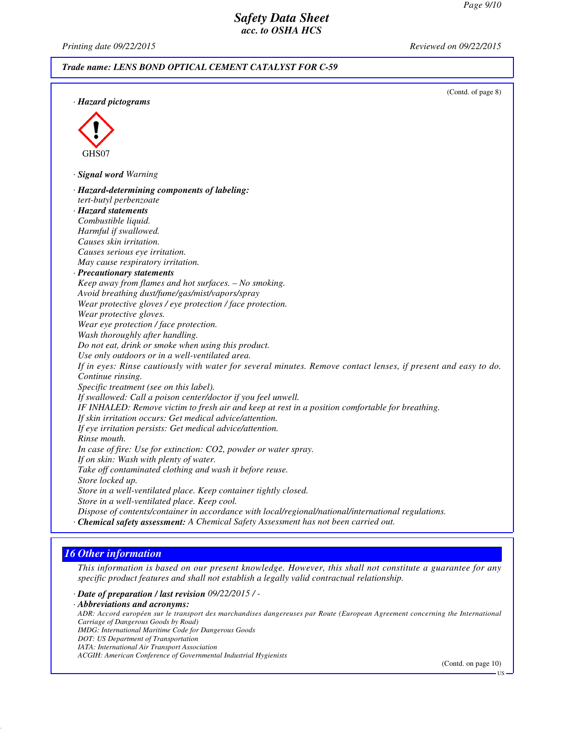(Contd. of page 8)

· **Hazard pictograms**

GHS07

· **Signal word** Warning

· **Hazard-determining components of labeling:**
tert-butyl perbenzoate

· **Hazard statements**
Combustible liquid.
Harmful if swallowed.
Causes skin irritation.
Causes serious eye irritation.
May cause respiratory irritation.

· **Precautionary statements**
Keep away from flames and hot surfaces. – No smoking.
Avoid breathing dust/fume/gas/mist/vapors/spray
Wear protective gloves / eye protection / face protection.
Wear protective gloves.
Wear eye protection / face protection.
Wash thoroughly after handling.
Do not eat, drink or smoke when using this product.
Use only outdoors or in a well-ventilated area.
If in eyes: Rinse cautiously with water for several minutes. Remove contact lenses, if present and easy to do. Continue rinsing.
Specific treatment (see on this label).
If swallowed: Call a poison center/doctor if you feel unwell.
IF INHALED: Remove victim to fresh air and keep at rest in a position comfortable for breathing.
If skin irritation occurs: Get medical advice/attention.
If eye irritation persists: Get medical advice/attention.
Rinse mouth.
In case of fire: Use for extinction: $CO_2$, powder or water spray.
If on skin: Wash with plenty of water.
Take off contaminated clothing and wash it before reuse.
Store locked up.
Store in a well-ventilated place. Keep container tightly closed.
Store in a well-ventilated place. Keep cool.
Dispose of contents/container in accordance with local/regional/national/international regulations.

· **Chemical safety assessment:** A Chemical Safety Assessment has not been carried out.

## 16 Other information

This information is based on our present knowledge. However, this shall not constitute a guarantee for any specific product features and shall not establish a legally valid contractual relationship.

· **Date of preparation / last revision** 09/22/2015 / -

· **Abbreviations and acronyms:**
ADR: Accord européen sur le transport des marchandises dangereuses par Route (European Agreement concerning the International Carriage of Dangerous Goods by Road)
IMDG: International Maritime Code for Dangerous Goods
DOT: US Department of Transportation
IATA: International Air Transport Association
ACGIH: American Conference of Governmental Industrial Hygienists

(Contd. on page 10)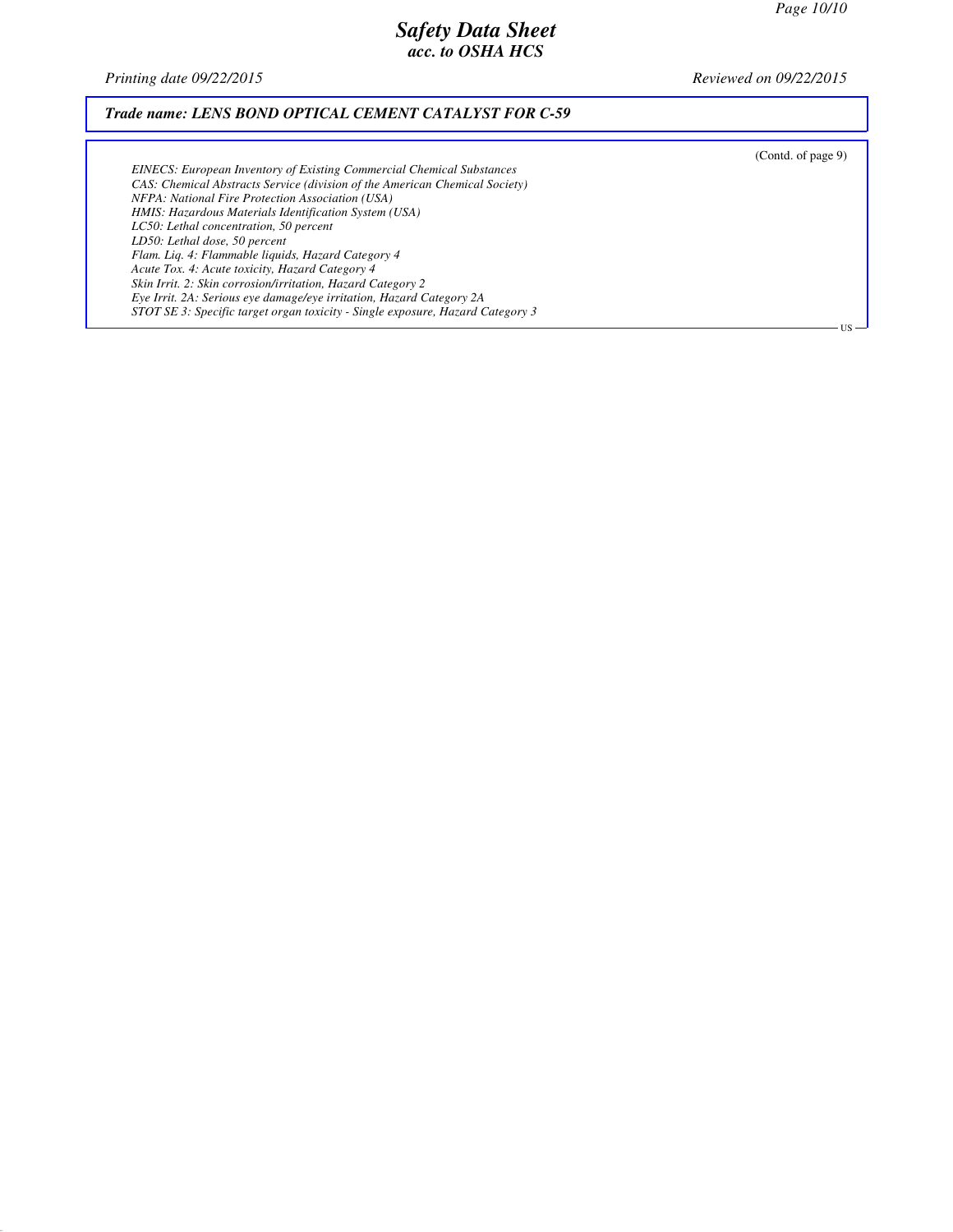*EINECS: European Inventory of Existing Commercial Chemical Substances*
*CAS: Chemical Abstracts Service (division of the American Chemical Society)*
*NFPA: National Fire Protection Association (USA)*
*HMIS: Hazardous Materials Identification System (USA)*
*LC50: Lethal concentration, 50 percent*
*LD50: Lethal dose, 50 percent*
*Flam. Liq. 4: Flammable liquids, Hazard Category 4*
*Acute Tox. 4: Acute toxicity, Hazard Category 4*
*Skin Irrit. 2: Skin corrosion/irritation, Hazard Category 2*
*Eye Irrit. 2A: Serious eye damage/eye irritation, Hazard Category 2A*
*STOT SE 3: Specific target organ toxicity - Single exposure, Hazard Category 3*